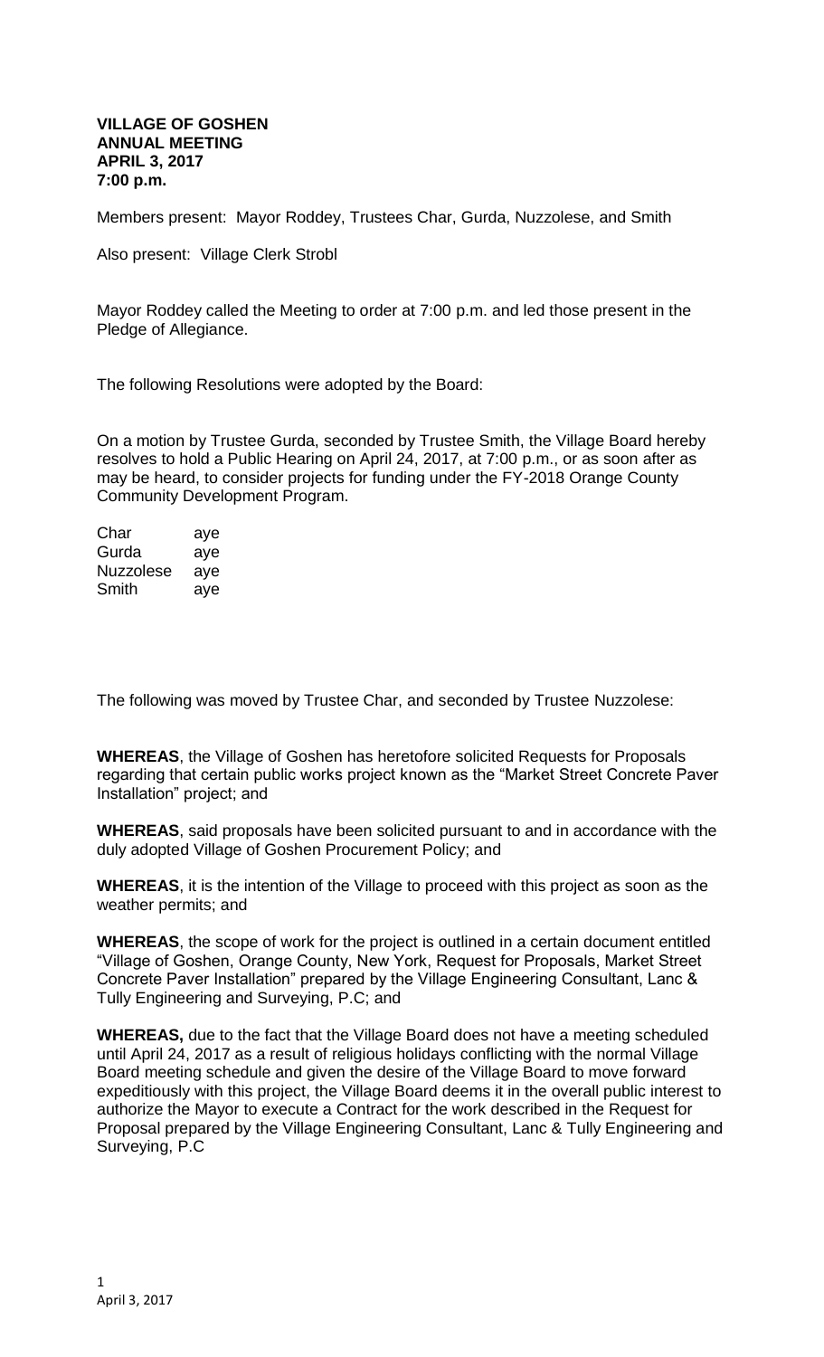**VILLAGE OF GOSHEN**
**ANNUAL MEETING**
**APRIL 3, 2017**
**7:00 p.m.**

Members present: Mayor Roddey, Trustees Char, Gurda, Nuzzolese, and Smith

Also present: Village Clerk Strobl

Mayor Roddey called the Meeting to order at 7:00 p.m. and led those present in the Pledge of Allegiance.

The following Resolutions were adopted by the Board:

On a motion by Trustee Gurda, seconded by Trustee Smith, the Village Board hereby resolves to hold a Public Hearing on April 24, 2017, at 7:00 p.m., or as soon after as may be heard, to consider projects for funding under the FY-2018 Orange County Community Development Program.

| | |
|---|---|
| Char | aye |
| Gurda | aye |
| Nuzzolese | aye |
| Smith | aye |

The following was moved by Trustee Char, and seconded by Trustee Nuzzolese:

**WHEREAS**, the Village of Goshen has heretofore solicited Requests for Proposals regarding that certain public works project known as the "Market Street Concrete Paver Installation" project; and

**WHEREAS**, said proposals have been solicited pursuant to and in accordance with the duly adopted Village of Goshen Procurement Policy; and

**WHEREAS**, it is the intention of the Village to proceed with this project as soon as the weather permits; and

**WHEREAS**, the scope of work for the project is outlined in a certain document entitled "Village of Goshen, Orange County, New York, Request for Proposals, Market Street Concrete Paver Installation" prepared by the Village Engineering Consultant, Lanc & Tully Engineering and Surveying, P.C; and

**WHEREAS,** due to the fact that the Village Board does not have a meeting scheduled until April 24, 2017 as a result of religious holidays conflicting with the normal Village Board meeting schedule and given the desire of the Village Board to move forward expeditiously with this project, the Village Board deems it in the overall public interest to authorize the Mayor to execute a Contract for the work described in the Request for Proposal prepared by the Village Engineering Consultant, Lanc & Tully Engineering and Surveying, P.C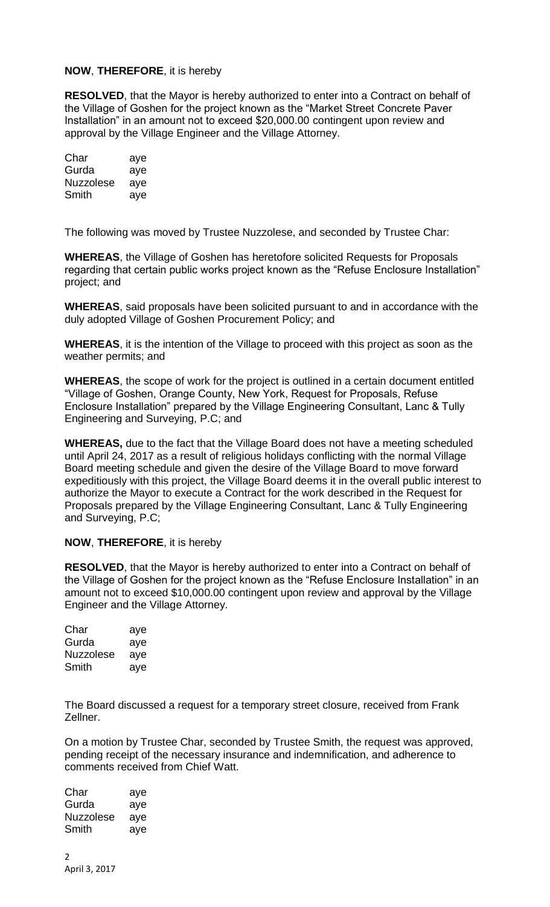**NOW**, **THEREFORE**, it is hereby

**RESOLVED**, that the Mayor is hereby authorized to enter into a Contract on behalf of the Village of Goshen for the project known as the "Market Street Concrete Paver Installation" in an amount not to exceed $20,000.00 contingent upon review and approval by the Village Engineer and the Village Attorney.

| | |
|---|---|
| Char | aye |
| Gurda | aye |
| Nuzzolese | aye |
| Smith | aye |

The following was moved by Trustee Nuzzolese, and seconded by Trustee Char:

**WHEREAS**, the Village of Goshen has heretofore solicited Requests for Proposals regarding that certain public works project known as the "Refuse Enclosure Installation" project; and

**WHEREAS**, said proposals have been solicited pursuant to and in accordance with the duly adopted Village of Goshen Procurement Policy; and

**WHEREAS**, it is the intention of the Village to proceed with this project as soon as the weather permits; and

**WHEREAS**, the scope of work for the project is outlined in a certain document entitled "Village of Goshen, Orange County, New York, Request for Proposals, Refuse Enclosure Installation" prepared by the Village Engineering Consultant, Lanc & Tully Engineering and Surveying, P.C; and

**WHEREAS,** due to the fact that the Village Board does not have a meeting scheduled until April 24, 2017 as a result of religious holidays conflicting with the normal Village Board meeting schedule and given the desire of the Village Board to move forward expeditiously with this project, the Village Board deems it in the overall public interest to authorize the Mayor to execute a Contract for the work described in the Request for Proposals prepared by the Village Engineering Consultant, Lanc & Tully Engineering and Surveying, P.C;

**NOW**, **THEREFORE**, it is hereby

**RESOLVED**, that the Mayor is hereby authorized to enter into a Contract on behalf of the Village of Goshen for the project known as the "Refuse Enclosure Installation" in an amount not to exceed $10,000.00 contingent upon review and approval by the Village Engineer and the Village Attorney.

| | |
|---|---|
| Char | aye |
| Gurda | aye |
| Nuzzolese | aye |
| Smith | aye |

The Board discussed a request for a temporary street closure, received from Frank Zellner.

On a motion by Trustee Char, seconded by Trustee Smith, the request was approved, pending receipt of the necessary insurance and indemnification, and adherence to comments received from Chief Watt.

| | |
|---|---|
| Char | aye |
| Gurda | aye |
| Nuzzolese | aye |
| Smith | aye |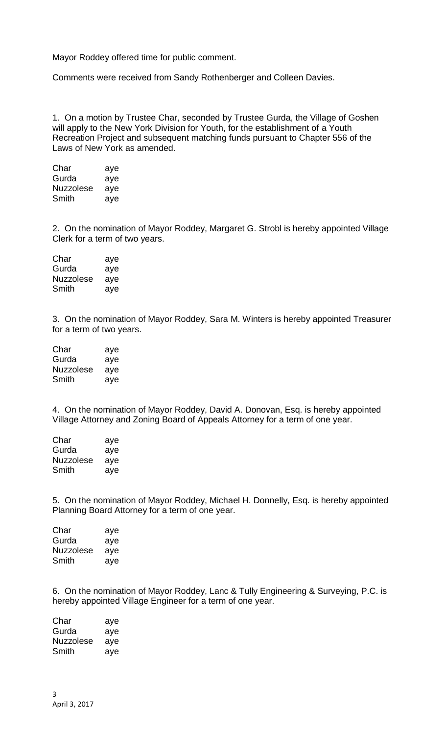Mayor Roddey offered time for public comment.

Comments were received from Sandy Rothenberger and Colleen Davies.

1. On a motion by Trustee Char, seconded by Trustee Gurda, the Village of Goshen will apply to the New York Division for Youth, for the establishment of a Youth Recreation Project and subsequent matching funds pursuant to Chapter 556 of the Laws of New York as amended.

| | |
|---|---|
| Char | aye |
| Gurda | aye |
| Nuzzolese | aye |
| Smith | aye |

2. On the nomination of Mayor Roddey, Margaret G. Strobl is hereby appointed Village Clerk for a term of two years.

| | |
|---|---|
| Char | aye |
| Gurda | aye |
| Nuzzolese | aye |
| Smith | aye |

3. On the nomination of Mayor Roddey, Sara M. Winters is hereby appointed Treasurer for a term of two years.

| | |
|---|---|
| Char | aye |
| Gurda | aye |
| Nuzzolese | aye |
| Smith | aye |

4. On the nomination of Mayor Roddey, David A. Donovan, Esq. is hereby appointed Village Attorney and Zoning Board of Appeals Attorney for a term of one year.

| | |
|---|---|
| Char | aye |
| Gurda | aye |
| Nuzzolese | aye |
| Smith | aye |

5. On the nomination of Mayor Roddey, Michael H. Donnelly, Esq. is hereby appointed Planning Board Attorney for a term of one year.

| | |
|---|---|
| Char | aye |
| Gurda | aye |
| Nuzzolese | aye |
| Smith | aye |

6. On the nomination of Mayor Roddey, Lanc & Tully Engineering & Surveying, P.C. is hereby appointed Village Engineer for a term of one year.

| | |
|---|---|
| Char | aye |
| Gurda | aye |
| Nuzzolese | aye |
| Smith | aye |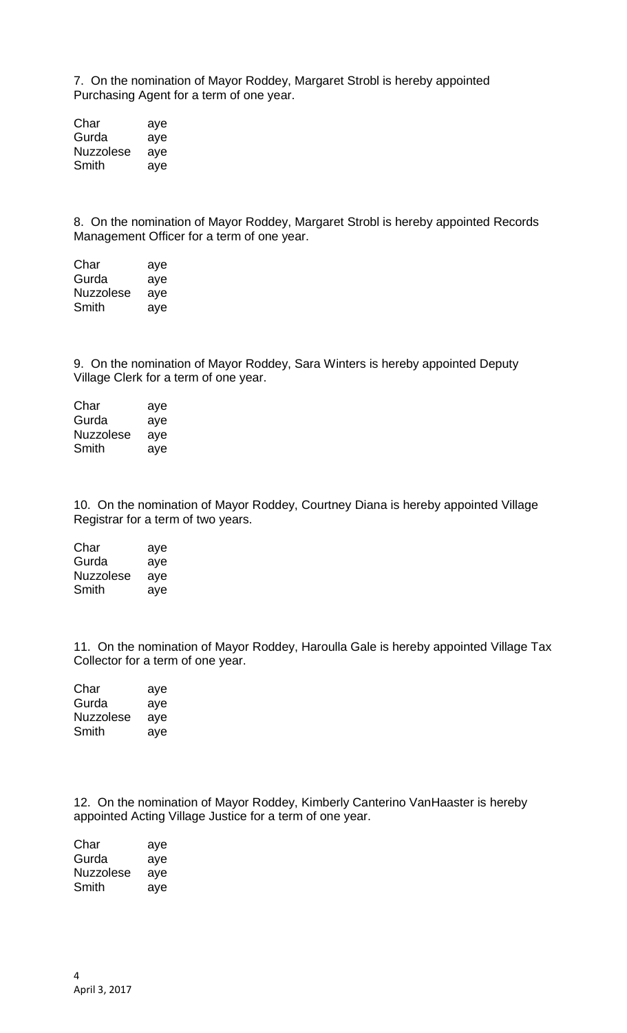7. On the nomination of Mayor Roddey, Margaret Strobl is hereby appointed Purchasing Agent for a term of one year.

| | |
|---|---|
| Char | aye |
| Gurda | aye |
| Nuzzolese | aye |
| Smith | aye |

8. On the nomination of Mayor Roddey, Margaret Strobl is hereby appointed Records Management Officer for a term of one year.

| | |
|---|---|
| Char | aye |
| Gurda | aye |
| Nuzzolese | aye |
| Smith | aye |

9. On the nomination of Mayor Roddey, Sara Winters is hereby appointed Deputy Village Clerk for a term of one year.

| | |
|---|---|
| Char | aye |
| Gurda | aye |
| Nuzzolese | aye |
| Smith | aye |

10. On the nomination of Mayor Roddey, Courtney Diana is hereby appointed Village Registrar for a term of two years.

| | |
|---|---|
| Char | aye |
| Gurda | aye |
| Nuzzolese | aye |
| Smith | aye |

11. On the nomination of Mayor Roddey, Haroulla Gale is hereby appointed Village Tax Collector for a term of one year.

| | |
|---|---|
| Char | aye |
| Gurda | aye |
| Nuzzolese | aye |
| Smith | aye |

12. On the nomination of Mayor Roddey, Kimberly Canterino VanHaaster is hereby appointed Acting Village Justice for a term of one year.

| | |
|---|---|
| Char | aye |
| Gurda | aye |
| Nuzzolese | aye |
| Smith | aye |

April 3, 2017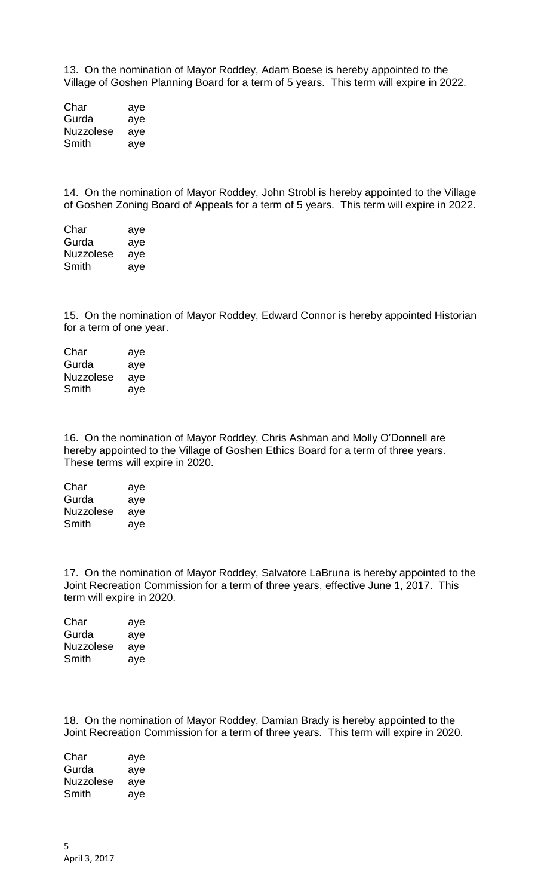13. On the nomination of Mayor Roddey, Adam Boese is hereby appointed to the Village of Goshen Planning Board for a term of 5 years. This term will expire in 2022.

| | |
|---|---|
| Char | aye |
| Gurda | aye |
| Nuzzolese | aye |
| Smith | aye |

14. On the nomination of Mayor Roddey, John Strobl is hereby appointed to the Village of Goshen Zoning Board of Appeals for a term of 5 years. This term will expire in 2022.

| | |
|---|---|
| Char | aye |
| Gurda | aye |
| Nuzzolese | aye |
| Smith | aye |

15. On the nomination of Mayor Roddey, Edward Connor is hereby appointed Historian for a term of one year.

| | |
|---|---|
| Char | aye |
| Gurda | aye |
| Nuzzolese | aye |
| Smith | aye |

16. On the nomination of Mayor Roddey, Chris Ashman and Molly O'Donnell are hereby appointed to the Village of Goshen Ethics Board for a term of three years. These terms will expire in 2020.

| | |
|---|---|
| Char | aye |
| Gurda | aye |
| Nuzzolese | aye |
| Smith | aye |

17. On the nomination of Mayor Roddey, Salvatore LaBruna is hereby appointed to the Joint Recreation Commission for a term of three years, effective June 1, 2017. This term will expire in 2020.

| | |
|---|---|
| Char | aye |
| Gurda | aye |
| Nuzzolese | aye |
| Smith | aye |

18. On the nomination of Mayor Roddey, Damian Brady is hereby appointed to the Joint Recreation Commission for a term of three years. This term will expire in 2020.

| | |
|---|---|
| Char | aye |
| Gurda | aye |
| Nuzzolese | aye |
| Smith | aye |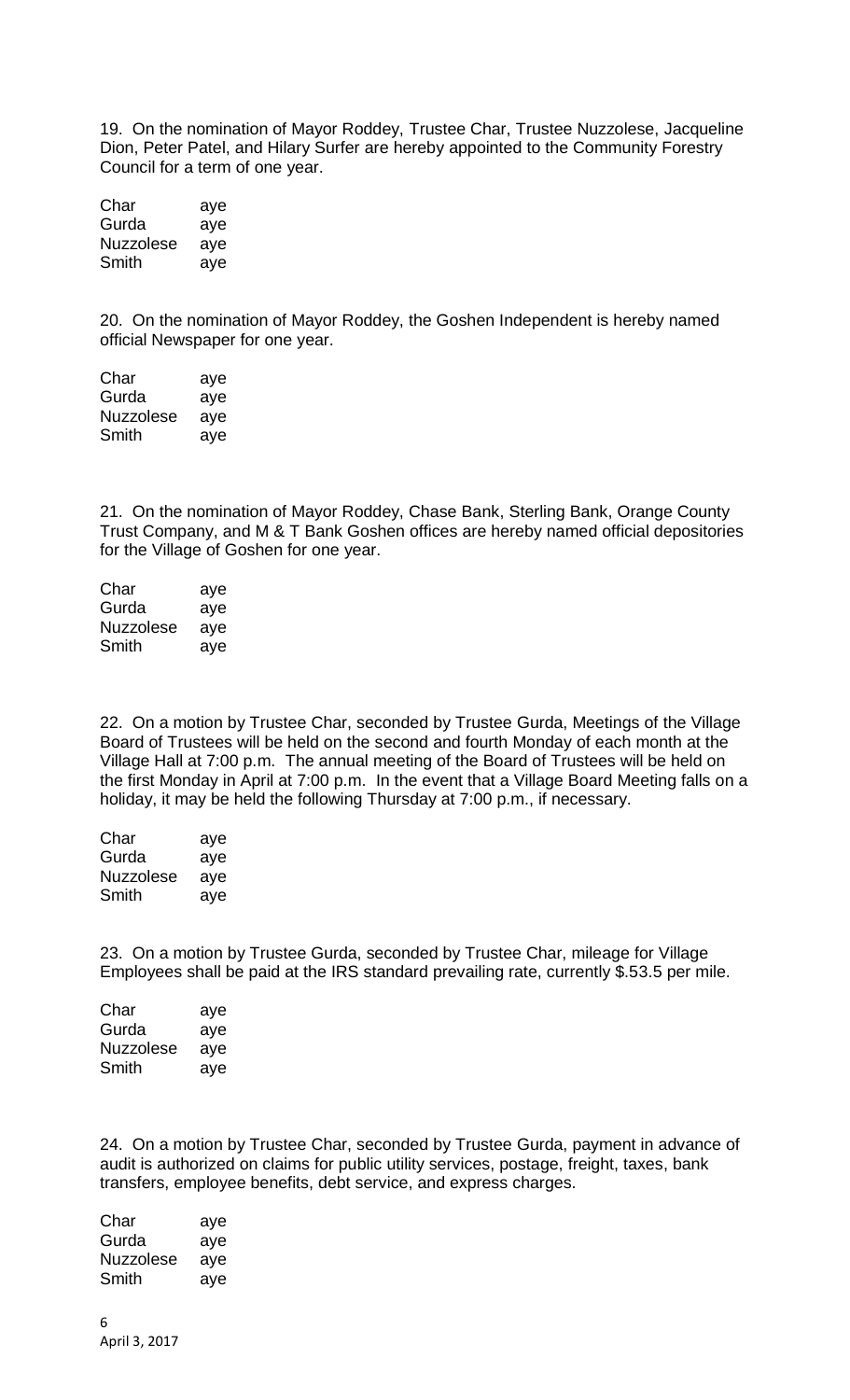19. On the nomination of Mayor Roddey, Trustee Char, Trustee Nuzzolese, Jacqueline Dion, Peter Patel, and Hilary Surfer are hereby appointed to the Community Forestry Council for a term of one year.

| | |
|---|---|
| Char | aye |
| Gurda | aye |
| Nuzzolese | aye |
| Smith | aye |

20. On the nomination of Mayor Roddey, the Goshen Independent is hereby named official Newspaper for one year.

| | |
|---|---|
| Char | aye |
| Gurda | aye |
| Nuzzolese | aye |
| Smith | aye |

21. On the nomination of Mayor Roddey, Chase Bank, Sterling Bank, Orange County Trust Company, and M & T Bank Goshen offices are hereby named official depositories for the Village of Goshen for one year.

| | |
|---|---|
| Char | aye |
| Gurda | aye |
| Nuzzolese | aye |
| Smith | aye |

22. On a motion by Trustee Char, seconded by Trustee Gurda, Meetings of the Village Board of Trustees will be held on the second and fourth Monday of each month at the Village Hall at 7:00 p.m. The annual meeting of the Board of Trustees will be held on the first Monday in April at 7:00 p.m. In the event that a Village Board Meeting falls on a holiday, it may be held the following Thursday at 7:00 p.m., if necessary.

| | |
|---|---|
| Char | aye |
| Gurda | aye |
| Nuzzolese | aye |
| Smith | aye |

23. On a motion by Trustee Gurda, seconded by Trustee Char, mileage for Village Employees shall be paid at the IRS standard prevailing rate, currently $.53.5 per mile.

| | |
|---|---|
| Char | aye |
| Gurda | aye |
| Nuzzolese | aye |
| Smith | aye |

24. On a motion by Trustee Char, seconded by Trustee Gurda, payment in advance of audit is authorized on claims for public utility services, postage, freight, taxes, bank transfers, employee benefits, debt service, and express charges.

| | |
|---|---|
| Char | aye |
| Gurda | aye |
| Nuzzolese | aye |
| Smith | aye |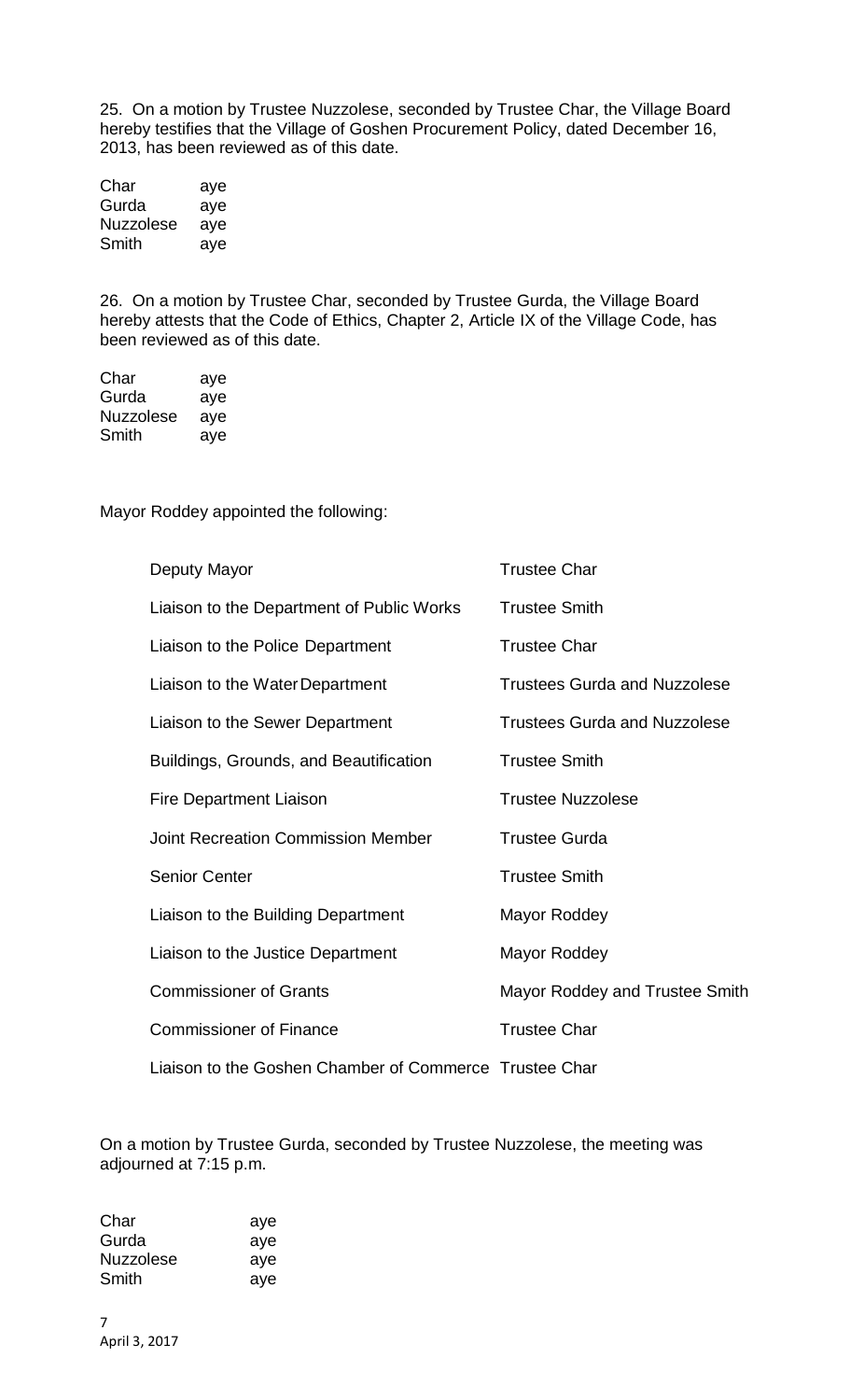25. On a motion by Trustee Nuzzolese, seconded by Trustee Char, the Village Board hereby testifies that the Village of Goshen Procurement Policy, dated December 16, 2013, has been reviewed as of this date.

| | |
|---|---|
| Char | aye |
| Gurda | aye |
| Nuzzolese | aye |
| Smith | aye |

26. On a motion by Trustee Char, seconded by Trustee Gurda, the Village Board hereby attests that the Code of Ethics, Chapter 2, Article IX of the Village Code, has been reviewed as of this date.

| | |
|---|---|
| Char | aye |
| Gurda | aye |
| Nuzzolese | aye |
| Smith | aye |

Mayor Roddey appointed the following:

| | |
|---|---|
| Deputy Mayor | Trustee Char |
| Liaison to the Department of Public Works | Trustee Smith |
| Liaison to the Police Department | Trustee Char |
| Liaison to the Water Department | Trustees Gurda and Nuzzolese |
| Liaison to the Sewer Department | Trustees Gurda and Nuzzolese |
| Buildings, Grounds, and Beautification | Trustee Smith |
| Fire Department Liaison | Trustee Nuzzolese |
| Joint Recreation Commission Member | Trustee Gurda |
| Senior Center | Trustee Smith |
| Liaison to the Building Department | Mayor Roddey |
| Liaison to the Justice Department | Mayor Roddey |
| Commissioner of Grants | Mayor Roddey and Trustee Smith |
| Commissioner of Finance | Trustee Char |
| Liaison to the Goshen Chamber of Commerce | Trustee Char |

On a motion by Trustee Gurda, seconded by Trustee Nuzzolese, the meeting was adjourned at 7:15 p.m.

| | |
|---|---|
| Char | aye |
| Gurda | aye |
| Nuzzolese | aye |
| Smith | aye |